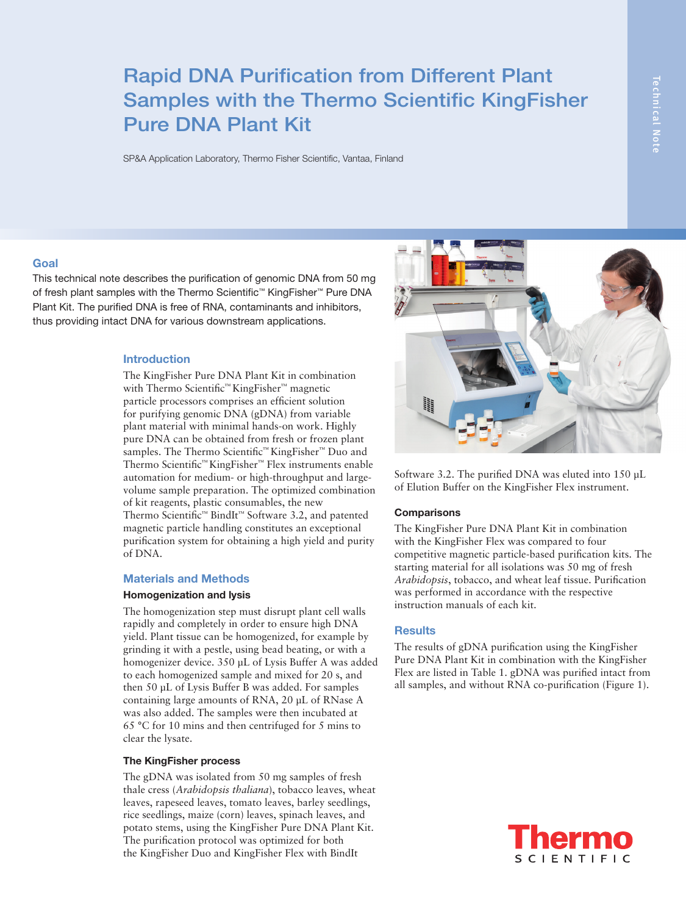# Rapid DNA Purification from Different Plant Samples with the Thermo Scientific KingFisher Pure DNA Plant Kit

SP&A Application Laboratory, Thermo Fisher Scientific, Vantaa, Finland

## Goal

This technical note describes the purification of genomic DNA from 50 mg of fresh plant samples with the Thermo Scientific™ KingFisher™ Pure DNA Plant Kit. The purified DNA is free of RNA, contaminants and inhibitors, thus providing intact DNA for various downstream applications.

## Introduction

The KingFisher Pure DNA Plant Kit in combination with Thermo Scientific™ KingFisher™ magnetic particle processors comprises an efficient solution for purifying genomic DNA (gDNA) from variable plant material with minimal hands-on work. Highly pure DNA can be obtained from fresh or frozen plant samples. The Thermo Scientific™ KingFisher™ Duo and Thermo Scientific™ KingFisher™ Flex instruments enable automation for medium- or high-throughput and large-volume sample preparation. The optimized combination of kit reagents, plastic consumables, the new Thermo Scientific™ BindIt™ Software 3.2, and patented magnetic particle handling constitutes an exceptional purification system for obtaining a high yield and purity of DNA.

## Materials and Methods

### Homogenization and lysis

The homogenization step must disrupt plant cell walls rapidly and completely in order to ensure high DNA yield. Plant tissue can be homogenized, for example by grinding it with a pestle, using bead beating, or with a homogenizer device. 350 µL of Lysis Buffer A was added to each homogenized sample and mixed for 20 s, and then 50 µL of Lysis Buffer B was added. For samples containing large amounts of RNA, 20 µL of RNase A was also added. The samples were then incubated at 65 °C for 10 mins and then centrifuged for 5 mins to clear the lysate.

### The KingFisher process

The gDNA was isolated from 50 mg samples of fresh thale cress (*Arabidopsis thaliana*), tobacco leaves, wheat leaves, rapeseed leaves, tomato leaves, barley seedlings, rice seedlings, maize (corn) leaves, spinach leaves, and potato stems, using the KingFisher Pure DNA Plant Kit. The purification protocol was optimized for both the KingFisher Duo and KingFisher Flex with BindIt Software 3.2. The purified DNA was eluted into 150 µL of Elution Buffer on the KingFisher Flex instrument.

### Comparisons

The KingFisher Pure DNA Plant Kit in combination with the KingFisher Flex was compared to four competitive magnetic particle-based purification kits. The starting material for all isolations was 50 mg of fresh *Arabidopsis*, tobacco, and wheat leaf tissue. Purification was performed in accordance with the respective instruction manuals of each kit.

## Results

The results of gDNA purification using the KingFisher Pure DNA Plant Kit in combination with the KingFisher Flex are listed in Table 1. gDNA was purified intact from all samples, and without RNA co-purification (Figure 1).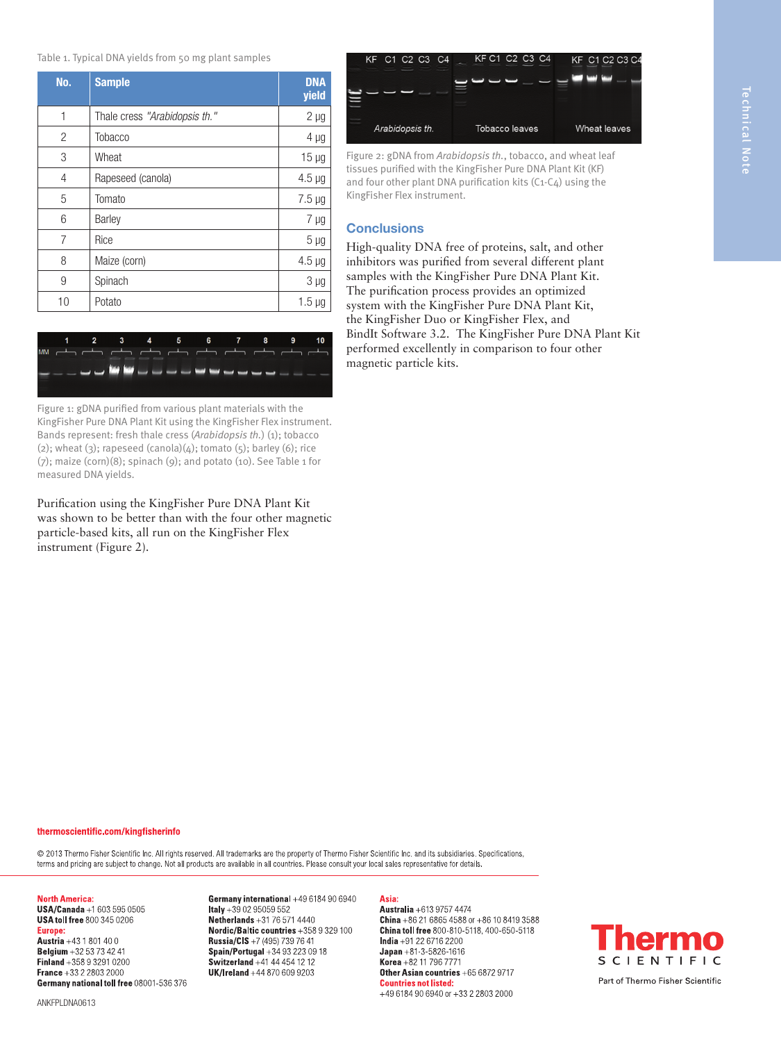Table 1. Typical DNA yields from 50 mg plant samples

| No. | Sample | DNA yield |
|---|---|---|
| 1 | Thale cress *"Arabidopsis th."* | 2 µg |
| 2 | Tobacco | 4 µg |
| 3 | Wheat | 15 µg |
| 4 | Rapeseed (canola) | 4.5 µg |
| 5 | Tomato | 7.5 µg |
| 6 | Barley | 7 µg |
| 7 | Rice | 5 µg |
| 8 | Maize (corn) | 4.5 µg |
| 9 | Spinach | 3 µg |
| 10 | Potato | 1.5 µg |

MM 1 2 3 4 5 6 7 8 9 10

Figure 1: gDNA purified from various plant materials with the KingFisher Pure DNA Plant Kit using the KingFisher Flex instrument. Bands represent: fresh thale cress (*Arabidopsis th.*) (1); tobacco (2); wheat (3); rapeseed (canola)(4); tomato (5); barley (6); rice (7); maize (corn)(8); spinach (9); and potato (10). See Table 1 for measured DNA yields.

Purification using the KingFisher Pure DNA Plant Kit was shown to be better than with the four other magnetic particle-based kits, all run on the KingFisher Flex instrument (Figure 2).

KF C1 C2 C3 C4 KF C1 C2 C3 C4 KF C1 C2 C3 C4

*Arabidopsis th.* Tobacco leaves Wheat leaves

Figure 2: gDNA from *Arabidopsis th.*, tobacco, and wheat leaf tissues purified with the KingFisher Pure DNA Plant Kit (KF) and four other plant DNA purification kits (C1-C4) using the KingFisher Flex instrument.

## Conclusions

High-quality DNA free of proteins, salt, and other inhibitors was purified from several different plant samples with the KingFisher Pure DNA Plant Kit. The purification process provides an optimized system with the KingFisher Pure DNA Plant Kit, the KingFisher Duo or KingFisher Flex, and BindIt Software 3.2. The KingFisher Pure DNA Plant Kit performed excellently in comparison to four other magnetic particle kits.

**thermoscientific.com/kingfisherinfo**

© 2013 Thermo Fisher Scientific Inc. All rights reserved. All trademarks are the property of Thermo Fisher Scientific Inc. and its subsidiaries. Specifications, terms and pricing are subject to change. Not all products are available in all countries. Please consult your local sales representative for details.

**North America:**
**USA/Canada** +1 603 595 0505
**USA toll free** 800 345 0206
**Europe:**
**Austria** +43 1 801 40 0
**Belgium** +32 53 73 42 41
**Finland** +358 9 3291 0200
**France** +33 2 2803 2000
**Germany national toll free** 08001-536 376
**Germany international** +49 6184 90 6940
**Italy** +39 02 95059 552
**Netherlands** +31 76 571 4440
**Nordic/Baltic countries** +358 9 329 100
**Russia/CIS** +7 (495) 739 76 41
**Spain/Portugal** +34 93 223 09 18
**Switzerland** +41 44 454 12 12
**UK/Ireland** +44 870 609 9203
**Asia:**
**Australia** +613 9757 4474
**China** +86 21 6865 4588 or +86 10 8419 3588
**China toll free** 800-810-5118, 400-650-5118
**India** +91 22 6716 2200
**Japan** +81-3-5826-1616
**Korea** +82 11 796 7771
**Other Asian countries** +65 6872 9717
**Countries not listed:**
+49 6184 90 6940 or +33 2 2803 2000

Thermo SCIENTIFIC
Part of Thermo Fisher Scientific

ANKFPLDNA0613